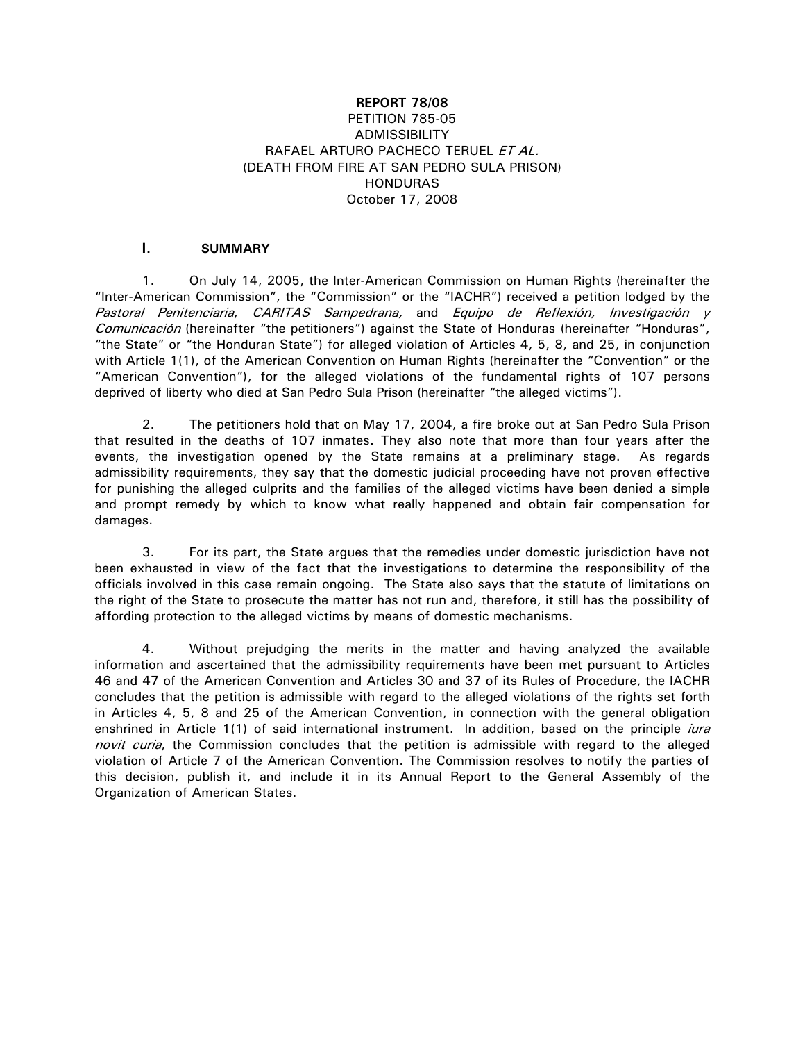**REPORT 78/08**
PETITION 785-05
ADMISSIBILITY
RAFAEL ARTURO PACHECO TERUEL *ET AL.*
(DEATH FROM FIRE AT SAN PEDRO SULA PRISON)
HONDURAS
October 17, 2008

## I. SUMMARY

1. On July 14, 2005, the Inter-American Commission on Human Rights (hereinafter the "Inter-American Commission", the "Commission" or the "IACHR") received a petition lodged by the *Pastoral Penitenciaria*, *CARITAS Sampedrana,* and *Equipo de Reflexión, Investigación y Comunicación* (hereinafter "the petitioners") against the State of Honduras (hereinafter "Honduras", "the State" or "the Honduran State") for alleged violation of Articles 4, 5, 8, and 25, in conjunction with Article 1(1), of the American Convention on Human Rights (hereinafter the "Convention" or the "American Convention"), for the alleged violations of the fundamental rights of 107 persons deprived of liberty who died at San Pedro Sula Prison (hereinafter "the alleged victims").

2. The petitioners hold that on May 17, 2004, a fire broke out at San Pedro Sula Prison that resulted in the deaths of 107 inmates. They also note that more than four years after the events, the investigation opened by the State remains at a preliminary stage. As regards admissibility requirements, they say that the domestic judicial proceeding have not proven effective for punishing the alleged culprits and the families of the alleged victims have been denied a simple and prompt remedy by which to know what really happened and obtain fair compensation for damages.

3. For its part, the State argues that the remedies under domestic jurisdiction have not been exhausted in view of the fact that the investigations to determine the responsibility of the officials involved in this case remain ongoing. The State also says that the statute of limitations on the right of the State to prosecute the matter has not run and, therefore, it still has the possibility of affording protection to the alleged victims by means of domestic mechanisms.

4. Without prejudging the merits in the matter and having analyzed the available information and ascertained that the admissibility requirements have been met pursuant to Articles 46 and 47 of the American Convention and Articles 30 and 37 of its Rules of Procedure, the IACHR concludes that the petition is admissible with regard to the alleged violations of the rights set forth in Articles 4, 5, 8 and 25 of the American Convention, in connection with the general obligation enshrined in Article 1(1) of said international instrument. In addition, based on the principle *iura novit curia*, the Commission concludes that the petition is admissible with regard to the alleged violation of Article 7 of the American Convention. The Commission resolves to notify the parties of this decision, publish it, and include it in its Annual Report to the General Assembly of the Organization of American States.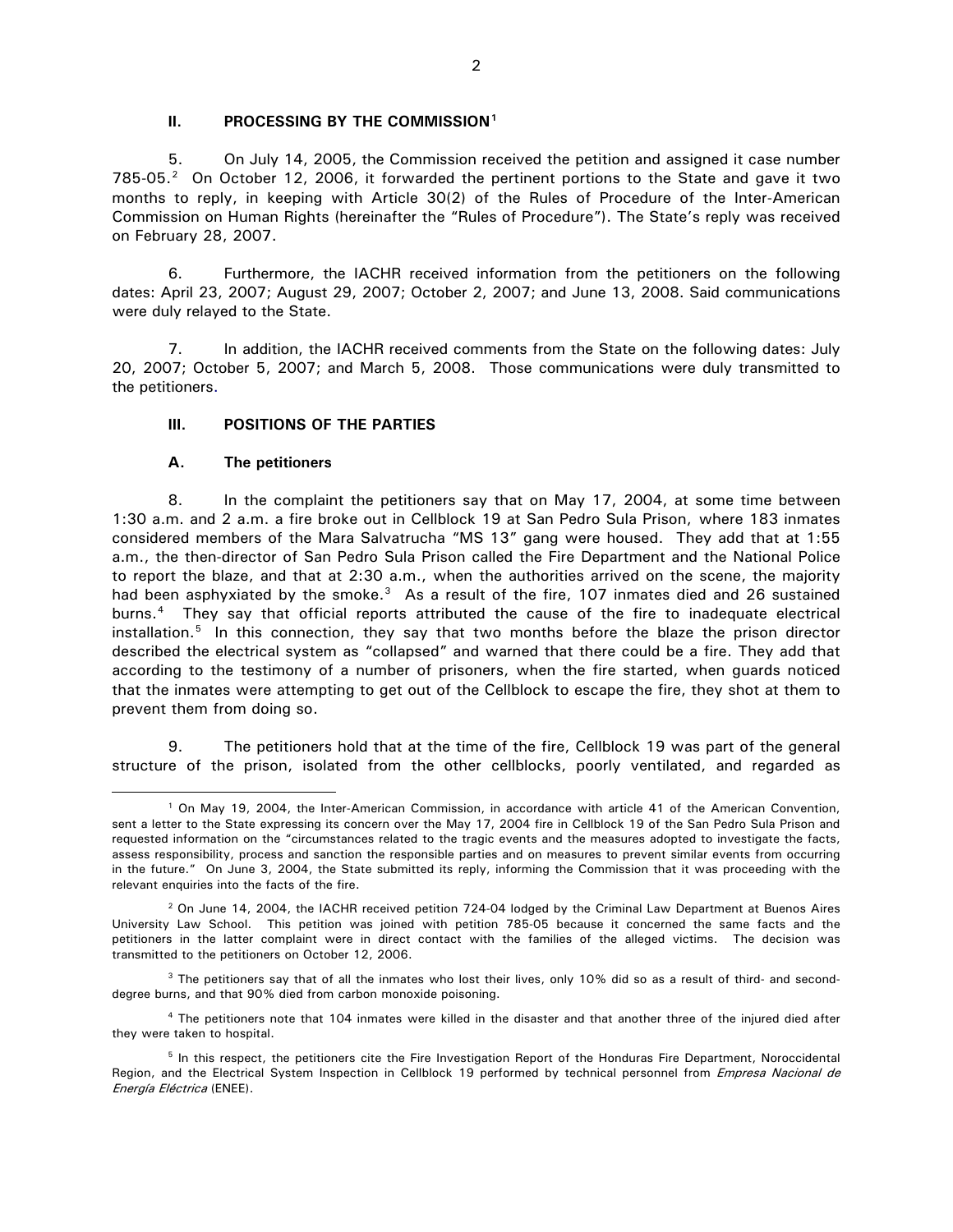## II. PROCESSING BY THE COMMISSION[1]

5. On July 14, 2005, the Commission received the petition and assigned it case number 785-05.[2] On October 12, 2006, it forwarded the pertinent portions to the State and gave it two months to reply, in keeping with Article 30(2) of the Rules of Procedure of the Inter-American Commission on Human Rights (hereinafter the "Rules of Procedure"). The State's reply was received on February 28, 2007.

6. Furthermore, the IACHR received information from the petitioners on the following dates: April 23, 2007; August 29, 2007; October 2, 2007; and June 13, 2008. Said communications were duly relayed to the State.

7. In addition, the IACHR received comments from the State on the following dates: July 20, 2007; October 5, 2007; and March 5, 2008. Those communications were duly transmitted to the petitioners.

## III. POSITIONS OF THE PARTIES

### A. The petitioners

8. In the complaint the petitioners say that on May 17, 2004, at some time between 1:30 a.m. and 2 a.m. a fire broke out in Cellblock 19 at San Pedro Sula Prison, where 183 inmates considered members of the Mara Salvatrucha "MS 13" gang were housed. They add that at 1:55 a.m., the then-director of San Pedro Sula Prison called the Fire Department and the National Police to report the blaze, and that at 2:30 a.m., when the authorities arrived on the scene, the majority had been asphyxiated by the smoke.[3] As a result of the fire, 107 inmates died and 26 sustained burns.[4] They say that official reports attributed the cause of the fire to inadequate electrical installation.[5] In this connection, they say that two months before the blaze the prison director described the electrical system as "collapsed" and warned that there could be a fire. They add that according to the testimony of a number of prisoners, when the fire started, when guards noticed that the inmates were attempting to get out of the Cellblock to escape the fire, they shot at them to prevent them from doing so.

9. The petitioners hold that at the time of the fire, Cellblock 19 was part of the general structure of the prison, isolated from the other cellblocks, poorly ventilated, and regarded as

---

[1] On May 19, 2004, the Inter-American Commission, in accordance with article 41 of the American Convention, sent a letter to the State expressing its concern over the May 17, 2004 fire in Cellblock 19 of the San Pedro Sula Prison and requested information on the "circumstances related to the tragic events and the measures adopted to investigate the facts, assess responsibility, process and sanction the responsible parties and on measures to prevent similar events from occurring in the future." On June 3, 2004, the State submitted its reply, informing the Commission that it was proceeding with the relevant enquiries into the facts of the fire.

[2] On June 14, 2004, the IACHR received petition 724-04 lodged by the Criminal Law Department at Buenos Aires University Law School. This petition was joined with petition 785-05 because it concerned the same facts and the petitioners in the latter complaint were in direct contact with the families of the alleged victims. The decision was transmitted to the petitioners on October 12, 2006.

[3] The petitioners say that of all the inmates who lost their lives, only 10% did so as a result of third- and second-degree burns, and that 90% died from carbon monoxide poisoning.

[4] The petitioners note that 104 inmates were killed in the disaster and that another three of the injured died after they were taken to hospital.

[5] In this respect, the petitioners cite the Fire Investigation Report of the Honduras Fire Department, Noroccidental Region, and the Electrical System Inspection in Cellblock 19 performed by technical personnel from *Empresa Nacional de Energía Eléctrica* (ENEE).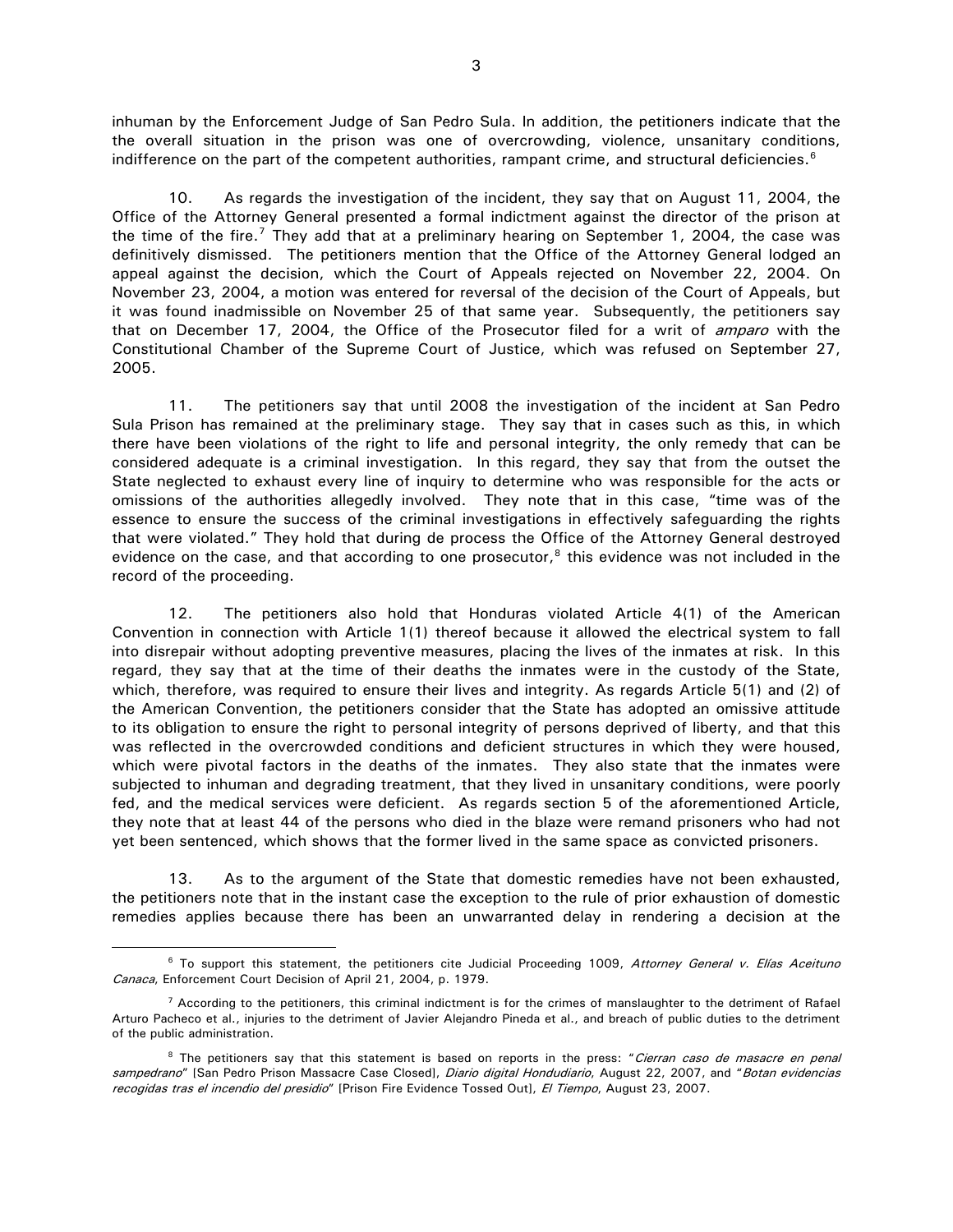inhuman by the Enforcement Judge of San Pedro Sula. In addition, the petitioners indicate that the the overall situation in the prison was one of overcrowding, violence, unsanitary conditions, indifference on the part of the competent authorities, rampant crime, and structural deficiencies.[6]

10. As regards the investigation of the incident, they say that on August 11, 2004, the Office of the Attorney General presented a formal indictment against the director of the prison at the time of the fire.[7] They add that at a preliminary hearing on September 1, 2004, the case was definitively dismissed. The petitioners mention that the Office of the Attorney General lodged an appeal against the decision, which the Court of Appeals rejected on November 22, 2004. On November 23, 2004, a motion was entered for reversal of the decision of the Court of Appeals, but it was found inadmissible on November 25 of that same year. Subsequently, the petitioners say that on December 17, 2004, the Office of the Prosecutor filed for a writ of *amparo* with the Constitutional Chamber of the Supreme Court of Justice, which was refused on September 27, 2005.

11. The petitioners say that until 2008 the investigation of the incident at San Pedro Sula Prison has remained at the preliminary stage. They say that in cases such as this, in which there have been violations of the right to life and personal integrity, the only remedy that can be considered adequate is a criminal investigation. In this regard, they say that from the outset the State neglected to exhaust every line of inquiry to determine who was responsible for the acts or omissions of the authorities allegedly involved. They note that in this case, "time was of the essence to ensure the success of the criminal investigations in effectively safeguarding the rights that were violated." They hold that during de process the Office of the Attorney General destroyed evidence on the case, and that according to one prosecutor,[8] this evidence was not included in the record of the proceeding.

12. The petitioners also hold that Honduras violated Article 4(1) of the American Convention in connection with Article 1(1) thereof because it allowed the electrical system to fall into disrepair without adopting preventive measures, placing the lives of the inmates at risk. In this regard, they say that at the time of their deaths the inmates were in the custody of the State, which, therefore, was required to ensure their lives and integrity. As regards Article 5(1) and (2) of the American Convention, the petitioners consider that the State has adopted an omissive attitude to its obligation to ensure the right to personal integrity of persons deprived of liberty, and that this was reflected in the overcrowded conditions and deficient structures in which they were housed, which were pivotal factors in the deaths of the inmates. They also state that the inmates were subjected to inhuman and degrading treatment, that they lived in unsanitary conditions, were poorly fed, and the medical services were deficient. As regards section 5 of the aforementioned Article, they note that at least 44 of the persons who died in the blaze were remand prisoners who had not yet been sentenced, which shows that the former lived in the same space as convicted prisoners.

13. As to the argument of the State that domestic remedies have not been exhausted, the petitioners note that in the instant case the exception to the rule of prior exhaustion of domestic remedies applies because there has been an unwarranted delay in rendering a decision at the

---

[6] To support this statement, the petitioners cite Judicial Proceeding 1009, *Attorney General v. Elías Aceituno Canaca*, Enforcement Court Decision of April 21, 2004, p. 1979.

[7] According to the petitioners, this criminal indictment is for the crimes of manslaughter to the detriment of Rafael Arturo Pacheco et al., injuries to the detriment of Javier Alejandro Pineda et al., and breach of public duties to the detriment of the public administration.

[8] The petitioners say that this statement is based on reports in the press: "*Cierran caso de masacre en penal sampedrano*" [San Pedro Prison Massacre Case Closed], *Diario digital Hondudiario*, August 22, 2007, and "*Botan evidencias recogidas tras el incendio del presidio*" [Prison Fire Evidence Tossed Out], *El Tiempo*, August 23, 2007.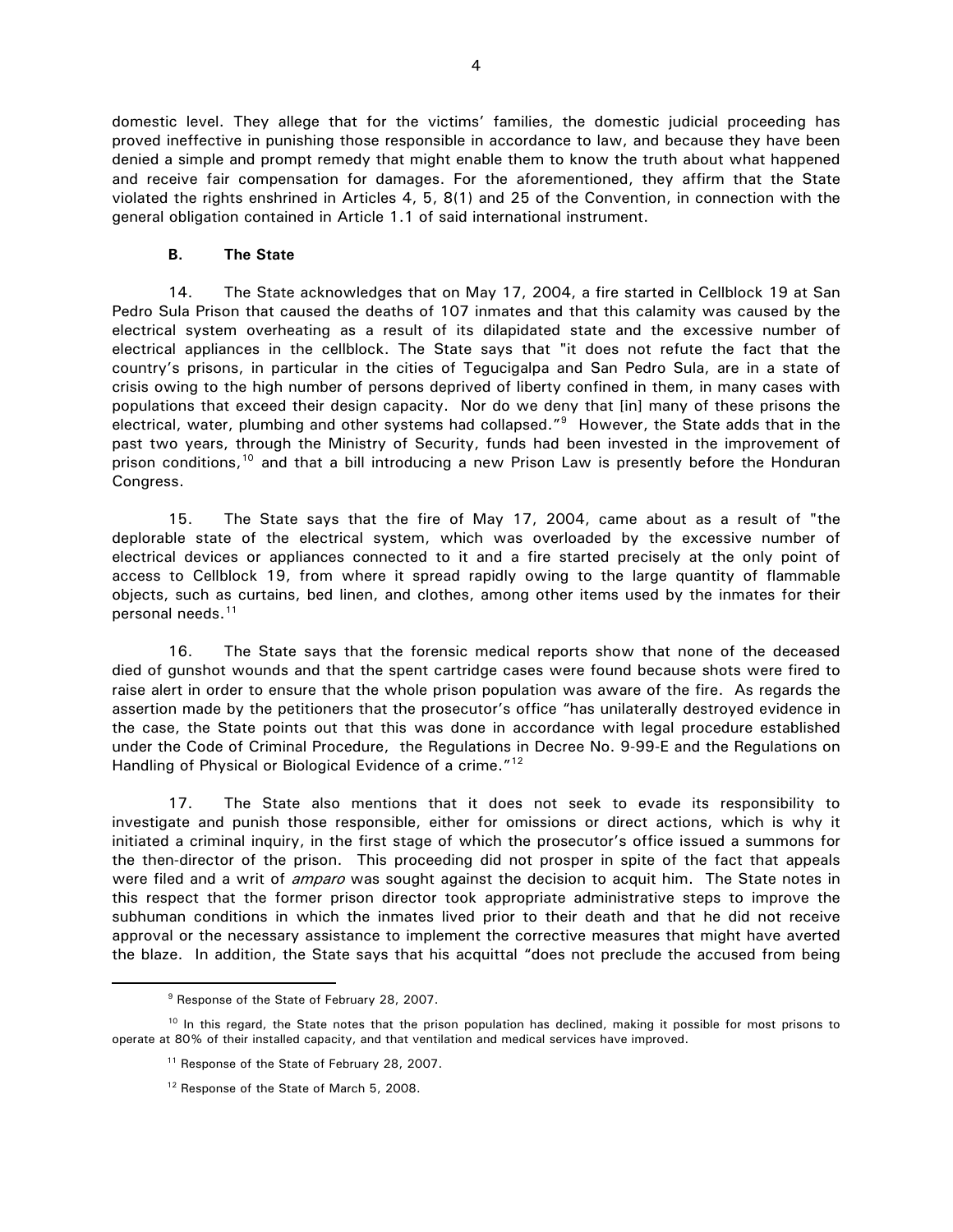domestic level. They allege that for the victims' families, the domestic judicial proceeding has proved ineffective in punishing those responsible in accordance to law, and because they have been denied a simple and prompt remedy that might enable them to know the truth about what happened and receive fair compensation for damages. For the aforementioned, they affirm that the State violated the rights enshrined in Articles 4, 5, 8(1) and 25 of the Convention, in connection with the general obligation contained in Article 1.1 of said international instrument.

### B. The State

14. The State acknowledges that on May 17, 2004, a fire started in Cellblock 19 at San Pedro Sula Prison that caused the deaths of 107 inmates and that this calamity was caused by the electrical system overheating as a result of its dilapidated state and the excessive number of electrical appliances in the cellblock. The State says that "it does not refute the fact that the country's prisons, in particular in the cities of Tegucigalpa and San Pedro Sula, are in a state of crisis owing to the high number of persons deprived of liberty confined in them, in many cases with populations that exceed their design capacity. Nor do we deny that [in] many of these prisons the electrical, water, plumbing and other systems had collapsed."[9] However, the State adds that in the past two years, through the Ministry of Security, funds had been invested in the improvement of prison conditions,[10] and that a bill introducing a new Prison Law is presently before the Honduran Congress.

15. The State says that the fire of May 17, 2004, came about as a result of "the deplorable state of the electrical system, which was overloaded by the excessive number of electrical devices or appliances connected to it and a fire started precisely at the only point of access to Cellblock 19, from where it spread rapidly owing to the large quantity of flammable objects, such as curtains, bed linen, and clothes, among other items used by the inmates for their personal needs.[11]

16. The State says that the forensic medical reports show that none of the deceased died of gunshot wounds and that the spent cartridge cases were found because shots were fired to raise alert in order to ensure that the whole prison population was aware of the fire. As regards the assertion made by the petitioners that the prosecutor's office "has unilaterally destroyed evidence in the case, the State points out that this was done in accordance with legal procedure established under the Code of Criminal Procedure, the Regulations in Decree No. 9-99-E and the Regulations on Handling of Physical or Biological Evidence of a crime."[12]

17. The State also mentions that it does not seek to evade its responsibility to investigate and punish those responsible, either for omissions or direct actions, which is why it initiated a criminal inquiry, in the first stage of which the prosecutor's office issued a summons for the then-director of the prison. This proceeding did not prosper in spite of the fact that appeals were filed and a writ of *amparo* was sought against the decision to acquit him. The State notes in this respect that the former prison director took appropriate administrative steps to improve the subhuman conditions in which the inmates lived prior to their death and that he did not receive approval or the necessary assistance to implement the corrective measures that might have averted the blaze. In addition, the State says that his acquittal "does not preclude the accused from being

---

[9] Response of the State of February 28, 2007.

[10] In this regard, the State notes that the prison population has declined, making it possible for most prisons to operate at 80% of their installed capacity, and that ventilation and medical services have improved.

[11] Response of the State of February 28, 2007.

[12] Response of the State of March 5, 2008.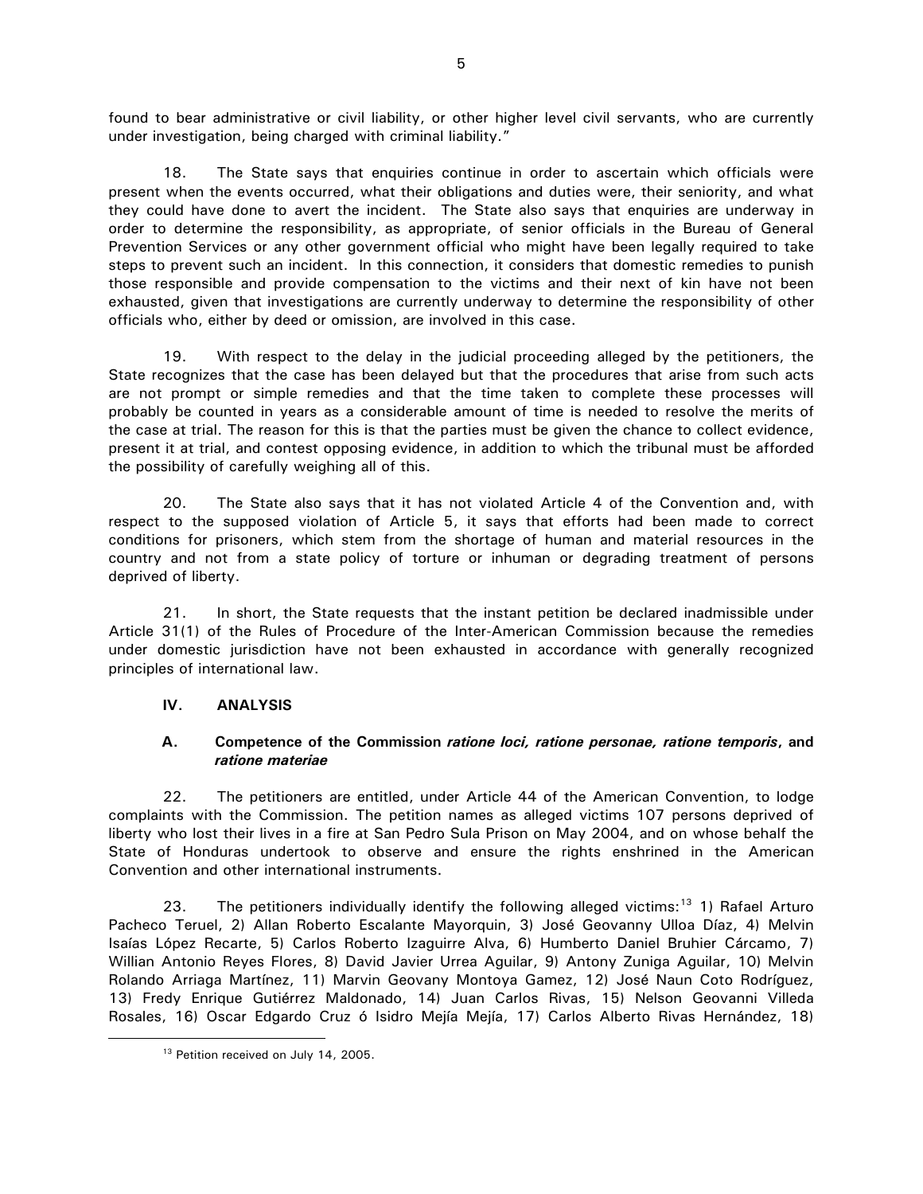found to bear administrative or civil liability, or other higher level civil servants, who are currently under investigation, being charged with criminal liability."

18. The State says that enquiries continue in order to ascertain which officials were present when the events occurred, what their obligations and duties were, their seniority, and what they could have done to avert the incident. The State also says that enquiries are underway in order to determine the responsibility, as appropriate, of senior officials in the Bureau of General Prevention Services or any other government official who might have been legally required to take steps to prevent such an incident. In this connection, it considers that domestic remedies to punish those responsible and provide compensation to the victims and their next of kin have not been exhausted, given that investigations are currently underway to determine the responsibility of other officials who, either by deed or omission, are involved in this case.

19. With respect to the delay in the judicial proceeding alleged by the petitioners, the State recognizes that the case has been delayed but that the procedures that arise from such acts are not prompt or simple remedies and that the time taken to complete these processes will probably be counted in years as a considerable amount of time is needed to resolve the merits of the case at trial. The reason for this is that the parties must be given the chance to collect evidence, present it at trial, and contest opposing evidence, in addition to which the tribunal must be afforded the possibility of carefully weighing all of this.

20. The State also says that it has not violated Article 4 of the Convention and, with respect to the supposed violation of Article 5, it says that efforts had been made to correct conditions for prisoners, which stem from the shortage of human and material resources in the country and not from a state policy of torture or inhuman or degrading treatment of persons deprived of liberty.

21. In short, the State requests that the instant petition be declared inadmissible under Article 31(1) of the Rules of Procedure of the Inter-American Commission because the remedies under domestic jurisdiction have not been exhausted in accordance with generally recognized principles of international law.

## IV. ANALYSIS

### A. Competence of the Commission *ratione loci, ratione personae, ratione temporis*, and *ratione materiae*

22. The petitioners are entitled, under Article 44 of the American Convention, to lodge complaints with the Commission. The petition names as alleged victims 107 persons deprived of liberty who lost their lives in a fire at San Pedro Sula Prison on May 2004, and on whose behalf the State of Honduras undertook to observe and ensure the rights enshrined in the American Convention and other international instruments.

23. The petitioners individually identify the following alleged victims:[13] 1) Rafael Arturo Pacheco Teruel, 2) Allan Roberto Escalante Mayorquin, 3) José Geovanny Ulloa Díaz, 4) Melvin Isaías López Recarte, 5) Carlos Roberto Izaguirre Alva, 6) Humberto Daniel Bruhier Cárcamo, 7) Willian Antonio Reyes Flores, 8) David Javier Urrea Aguilar, 9) Antony Zuniga Aguilar, 10) Melvin Rolando Arriaga Martínez, 11) Marvin Geovany Montoya Gamez, 12) José Naun Coto Rodríguez, 13) Fredy Enrique Gutiérrez Maldonado, 14) Juan Carlos Rivas, 15) Nelson Geovanni Villeda Rosales, 16) Oscar Edgardo Cruz ó Isidro Mejía Mejía, 17) Carlos Alberto Rivas Hernández, 18)

[13] Petition received on July 14, 2005.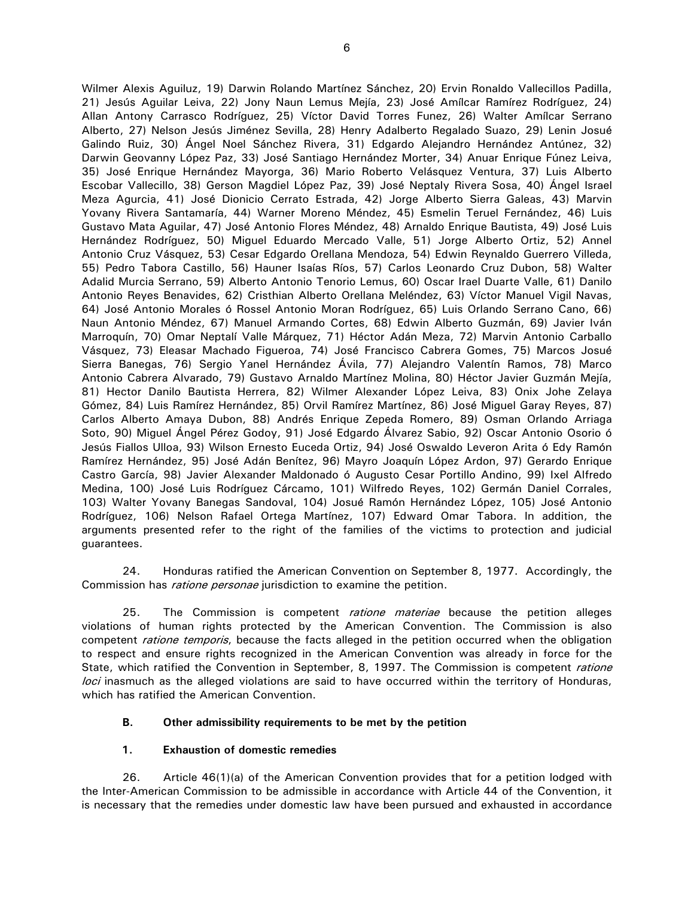Wilmer Alexis Aguiluz, 19) Darwin Rolando Martínez Sánchez, 20) Ervin Ronaldo Vallecillos Padilla, 21) Jesús Aguilar Leiva, 22) Jony Naun Lemus Mejía, 23) José Amílcar Ramírez Rodríguez, 24) Allan Antony Carrasco Rodríguez, 25) Víctor David Torres Funez, 26) Walter Amílcar Serrano Alberto, 27) Nelson Jesús Jiménez Sevilla, 28) Henry Adalberto Regalado Suazo, 29) Lenin Josué Galindo Ruiz, 30) Ángel Noel Sánchez Rivera, 31) Edgardo Alejandro Hernández Antúnez, 32) Darwin Geovanny López Paz, 33) José Santiago Hernández Morter, 34) Anuar Enrique Fúnez Leiva, 35) José Enrique Hernández Mayorga, 36) Mario Roberto Velásquez Ventura, 37) Luis Alberto Escobar Vallecillo, 38) Gerson Magdiel López Paz, 39) José Neptaly Rivera Sosa, 40) Ángel Israel Meza Agurcia, 41) José Dionicio Cerrato Estrada, 42) Jorge Alberto Sierra Galeas, 43) Marvin Yovany Rivera Santamaría, 44) Warner Moreno Méndez, 45) Esmelin Teruel Fernández, 46) Luis Gustavo Mata Aguilar, 47) José Antonio Flores Méndez, 48) Arnaldo Enrique Bautista, 49) José Luis Hernández Rodríguez, 50) Miguel Eduardo Mercado Valle, 51) Jorge Alberto Ortiz, 52) Annel Antonio Cruz Vásquez, 53) Cesar Edgardo Orellana Mendoza, 54) Edwin Reynaldo Guerrero Villeda, 55) Pedro Tabora Castillo, 56) Hauner Isaías Ríos, 57) Carlos Leonardo Cruz Dubon, 58) Walter Adalid Murcia Serrano, 59) Alberto Antonio Tenorio Lemus, 60) Oscar Irael Duarte Valle, 61) Danilo Antonio Reyes Benavides, 62) Cristhian Alberto Orellana Meléndez, 63) Víctor Manuel Vigil Navas, 64) José Antonio Morales ó Rossel Antonio Moran Rodríguez, 65) Luis Orlando Serrano Cano, 66) Naun Antonio Méndez, 67) Manuel Armando Cortes, 68) Edwin Alberto Guzmán, 69) Javier Iván Marroquín, 70) Omar Neptalí Valle Márquez, 71) Héctor Adán Meza, 72) Marvin Antonio Carballo Vásquez, 73) Eleasar Machado Figueroa, 74) José Francisco Cabrera Gomes, 75) Marcos Josué Sierra Banegas, 76) Sergio Yanel Hernández Ávila, 77) Alejandro Valentín Ramos, 78) Marco Antonio Cabrera Alvarado, 79) Gustavo Arnaldo Martínez Molina, 80) Héctor Javier Guzmán Mejía, 81) Hector Danilo Bautista Herrera, 82) Wilmer Alexander López Leiva, 83) Onix Johe Zelaya Gómez, 84) Luis Ramírez Hernández, 85) Orvil Ramírez Martínez, 86) José Miguel Garay Reyes, 87) Carlos Alberto Amaya Dubon, 88) Andrés Enrique Zepeda Romero, 89) Osman Orlando Arriaga Soto, 90) Miguel Ángel Pérez Godoy, 91) José Edgardo Álvarez Sabio, 92) Oscar Antonio Osorio ó Jesús Fiallos Ulloa, 93) Wilson Ernesto Euceda Ortiz, 94) José Oswaldo Leveron Arita ó Edy Ramón Ramírez Hernández, 95) José Adán Benítez, 96) Mayro Joaquín López Ardon, 97) Gerardo Enrique Castro García, 98) Javier Alexander Maldonado ó Augusto Cesar Portillo Andino, 99) Ixel Alfredo Medina, 100) José Luis Rodríguez Cárcamo, 101) Wilfredo Reyes, 102) Germán Daniel Corrales, 103) Walter Yovany Banegas Sandoval, 104) Josué Ramón Hernández López, 105) José Antonio Rodríguez, 106) Nelson Rafael Ortega Martínez, 107) Edward Omar Tabora. In addition, the arguments presented refer to the right of the families of the victims to protection and judicial guarantees.

24. Honduras ratified the American Convention on September 8, 1977. Accordingly, the Commission has *ratione personae* jurisdiction to examine the petition.

25. The Commission is competent *ratione materiae* because the petition alleges violations of human rights protected by the American Convention. The Commission is also competent *ratione temporis*, because the facts alleged in the petition occurred when the obligation to respect and ensure rights recognized in the American Convention was already in force for the State, which ratified the Convention in September, 8, 1997. The Commission is competent *ratione loci* inasmuch as the alleged violations are said to have occurred within the territory of Honduras, which has ratified the American Convention.

### B. Other admissibility requirements to be met by the petition

#### 1. Exhaustion of domestic remedies

26. Article 46(1)(a) of the American Convention provides that for a petition lodged with the Inter-American Commission to be admissible in accordance with Article 44 of the Convention, it is necessary that the remedies under domestic law have been pursued and exhausted in accordance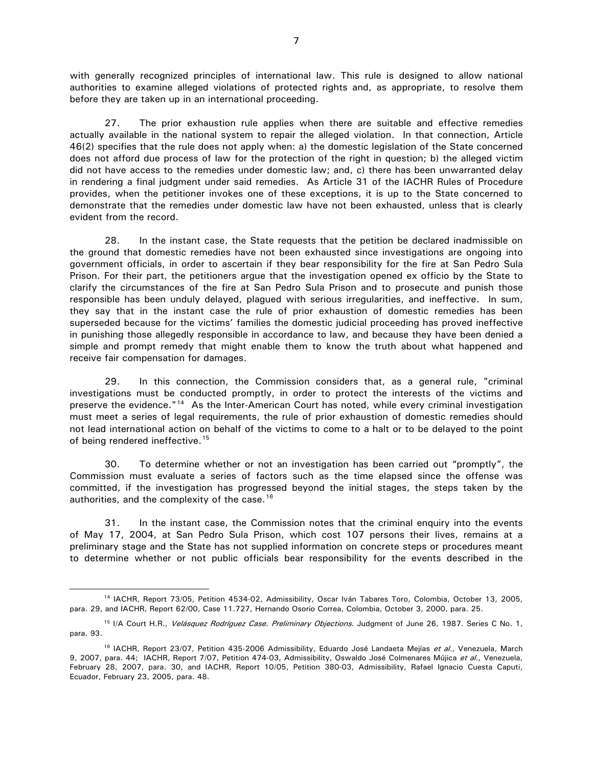with generally recognized principles of international law. This rule is designed to allow national authorities to examine alleged violations of protected rights and, as appropriate, to resolve them before they are taken up in an international proceeding.

27. The prior exhaustion rule applies when there are suitable and effective remedies actually available in the national system to repair the alleged violation. In that connection, Article 46(2) specifies that the rule does not apply when: a) the domestic legislation of the State concerned does not afford due process of law for the protection of the right in question; b) the alleged victim did not have access to the remedies under domestic law; and, c) there has been unwarranted delay in rendering a final judgment under said remedies. As Article 31 of the IACHR Rules of Procedure provides, when the petitioner invokes one of these exceptions, it is up to the State concerned to demonstrate that the remedies under domestic law have not been exhausted, unless that is clearly evident from the record.

28. In the instant case, the State requests that the petition be declared inadmissible on the ground that domestic remedies have not been exhausted since investigations are ongoing into government officials, in order to ascertain if they bear responsibility for the fire at San Pedro Sula Prison. For their part, the petitioners argue that the investigation opened ex officio by the State to clarify the circumstances of the fire at San Pedro Sula Prison and to prosecute and punish those responsible has been unduly delayed, plagued with serious irregularities, and ineffective. In sum, they say that in the instant case the rule of prior exhaustion of domestic remedies has been superseded because for the victims' families the domestic judicial proceeding has proved ineffective in punishing those allegedly responsible in accordance to law, and because they have been denied a simple and prompt remedy that might enable them to know the truth about what happened and receive fair compensation for damages.

29. In this connection, the Commission considers that, as a general rule, "criminal investigations must be conducted promptly, in order to protect the interests of the victims and preserve the evidence."[14] As the Inter-American Court has noted, while every criminal investigation must meet a series of legal requirements, the rule of prior exhaustion of domestic remedies should not lead international action on behalf of the victims to come to a halt or to be delayed to the point of being rendered ineffective.[15]

30. To determine whether or not an investigation has been carried out "promptly", the Commission must evaluate a series of factors such as the time elapsed since the offense was committed, if the investigation has progressed beyond the initial stages, the steps taken by the authorities, and the complexity of the case.[16]

31. In the instant case, the Commission notes that the criminal enquiry into the events of May 17, 2004, at San Pedro Sula Prison, which cost 107 persons their lives, remains at a preliminary stage and the State has not supplied information on concrete steps or procedures meant to determine whether or not public officials bear responsibility for the events described in the

---

[14] IACHR, Report 73/05, Petition 4534-02, Admissibility, Oscar Iván Tabares Toro, Colombia, October 13, 2005, para. 29, and IACHR, Report 62/00, Case 11.727, Hernando Osorio Correa, Colombia, October 3, 2000, para. 25.

[15] I/A Court H.R., *Velásquez Rodríguez Case. Preliminary Objections*. Judgment of June 26, 1987. Series C No. 1, para. 93.

[16] IACHR, Report 23/07, Petition 435-2006 Admissibility, Eduardo José Landaeta Mejías *et al.,* Venezuela, March 9, 2007, para. 44; IACHR, Report 7/07, Petition 474-03, Admissibility, Oswaldo José Colmenares Mújica *et al.*, Venezuela, February 28, 2007, para. 30, and IACHR, Report 10/05, Petition 380-03, Admissibility, Rafael Ignacio Cuesta Caputi, Ecuador, February 23, 2005, para. 48.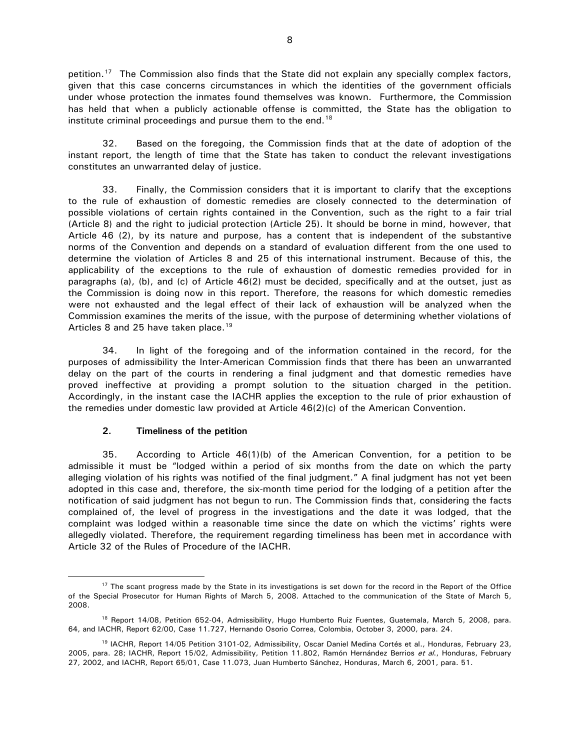petition.[17] The Commission also finds that the State did not explain any specially complex factors, given that this case concerns circumstances in which the identities of the government officials under whose protection the inmates found themselves was known. Furthermore, the Commission has held that when a publicly actionable offense is committed, the State has the obligation to institute criminal proceedings and pursue them to the end.[18]

32. Based on the foregoing, the Commission finds that at the date of adoption of the instant report, the length of time that the State has taken to conduct the relevant investigations constitutes an unwarranted delay of justice.

33. Finally, the Commission considers that it is important to clarify that the exceptions to the rule of exhaustion of domestic remedies are closely connected to the determination of possible violations of certain rights contained in the Convention, such as the right to a fair trial (Article 8) and the right to judicial protection (Article 25). It should be borne in mind, however, that Article 46 (2), by its nature and purpose, has a content that is independent of the substantive norms of the Convention and depends on a standard of evaluation different from the one used to determine the violation of Articles 8 and 25 of this international instrument. Because of this, the applicability of the exceptions to the rule of exhaustion of domestic remedies provided for in paragraphs (a), (b), and (c) of Article 46(2) must be decided, specifically and at the outset, just as the Commission is doing now in this report. Therefore, the reasons for which domestic remedies were not exhausted and the legal effect of their lack of exhaustion will be analyzed when the Commission examines the merits of the issue, with the purpose of determining whether violations of Articles 8 and 25 have taken place.[19]

34. In light of the foregoing and of the information contained in the record, for the purposes of admissibility the Inter-American Commission finds that there has been an unwarranted delay on the part of the courts in rendering a final judgment and that domestic remedies have proved ineffective at providing a prompt solution to the situation charged in the petition. Accordingly, in the instant case the IACHR applies the exception to the rule of prior exhaustion of the remedies under domestic law provided at Article 46(2)(c) of the American Convention.

### 2. Timeliness of the petition

35. According to Article 46(1)(b) of the American Convention, for a petition to be admissible it must be "lodged within a period of six months from the date on which the party alleging violation of his rights was notified of the final judgment." A final judgment has not yet been adopted in this case and, therefore, the six-month time period for the lodging of a petition after the notification of said judgment has not begun to run. The Commission finds that, considering the facts complained of, the level of progress in the investigations and the date it was lodged, that the complaint was lodged within a reasonable time since the date on which the victims' rights were allegedly violated. Therefore, the requirement regarding timeliness has been met in accordance with Article 32 of the Rules of Procedure of the IACHR.

---

[17] The scant progress made by the State in its investigations is set down for the record in the Report of the Office of the Special Prosecutor for Human Rights of March 5, 2008. Attached to the communication of the State of March 5, 2008.

[18] Report 14/08, Petition 652-04, Admissibility, Hugo Humberto Ruiz Fuentes, Guatemala, March 5, 2008, para. 64, and IACHR, Report 62/00, Case 11.727, Hernando Osorio Correa, Colombia, October 3, 2000, para. 24.

[19] IACHR, Report 14/05 Petition 3101-02, Admissibility, Oscar Daniel Medina Cortés et al., Honduras, February 23, 2005, para. 28; IACHR, Report 15/02, Admissibility, Petition 11.802, Ramón Hernández Berrios *et al.*, Honduras, February 27, 2002, and IACHR, Report 65/01, Case 11.073, Juan Humberto Sánchez, Honduras, March 6, 2001, para. 51.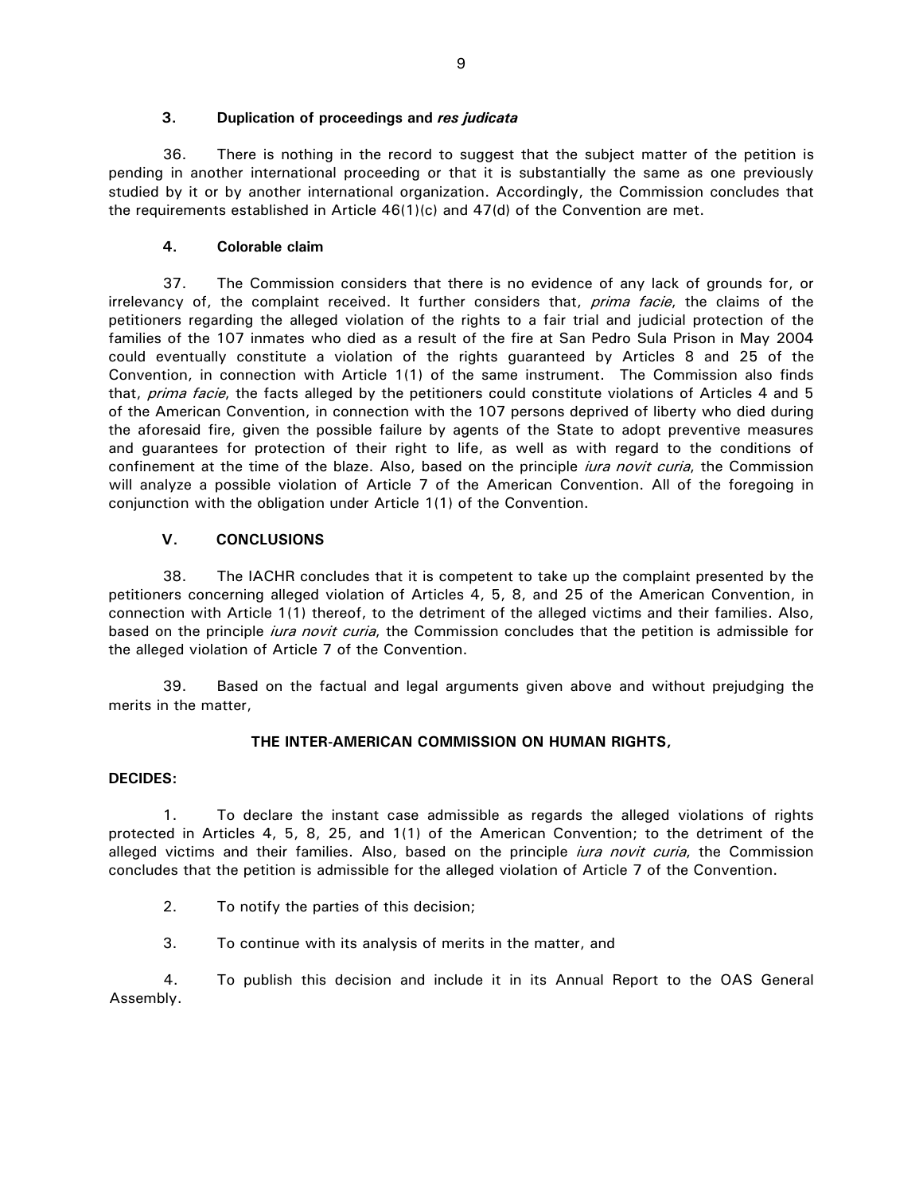### 3. Duplication of proceedings and *res judicata*

36. There is nothing in the record to suggest that the subject matter of the petition is pending in another international proceeding or that it is substantially the same as one previously studied by it or by another international organization. Accordingly, the Commission concludes that the requirements established in Article 46(1)(c) and 47(d) of the Convention are met.

### 4. Colorable claim

37. The Commission considers that there is no evidence of any lack of grounds for, or irrelevancy of, the complaint received. It further considers that, *prima facie*, the claims of the petitioners regarding the alleged violation of the rights to a fair trial and judicial protection of the families of the 107 inmates who died as a result of the fire at San Pedro Sula Prison in May 2004 could eventually constitute a violation of the rights guaranteed by Articles 8 and 25 of the Convention, in connection with Article 1(1) of the same instrument. The Commission also finds that, *prima facie*, the facts alleged by the petitioners could constitute violations of Articles 4 and 5 of the American Convention, in connection with the 107 persons deprived of liberty who died during the aforesaid fire, given the possible failure by agents of the State to adopt preventive measures and guarantees for protection of their right to life, as well as with regard to the conditions of confinement at the time of the blaze. Also, based on the principle *iura novit curia*, the Commission will analyze a possible violation of Article 7 of the American Convention. All of the foregoing in conjunction with the obligation under Article 1(1) of the Convention.

## V. CONCLUSIONS

38. The IACHR concludes that it is competent to take up the complaint presented by the petitioners concerning alleged violation of Articles 4, 5, 8, and 25 of the American Convention, in connection with Article 1(1) thereof, to the detriment of the alleged victims and their families. Also, based on the principle *iura novit curia*, the Commission concludes that the petition is admissible for the alleged violation of Article 7 of the Convention.

39. Based on the factual and legal arguments given above and without prejudging the merits in the matter,

**THE INTER-AMERICAN COMMISSION ON HUMAN RIGHTS,**

**DECIDES:**

1. To declare the instant case admissible as regards the alleged violations of rights protected in Articles 4, 5, 8, 25, and 1(1) of the American Convention; to the detriment of the alleged victims and their families. Also, based on the principle *iura novit curia*, the Commission concludes that the petition is admissible for the alleged violation of Article 7 of the Convention.

2. To notify the parties of this decision;

3. To continue with its analysis of merits in the matter, and

4. To publish this decision and include it in its Annual Report to the OAS General Assembly.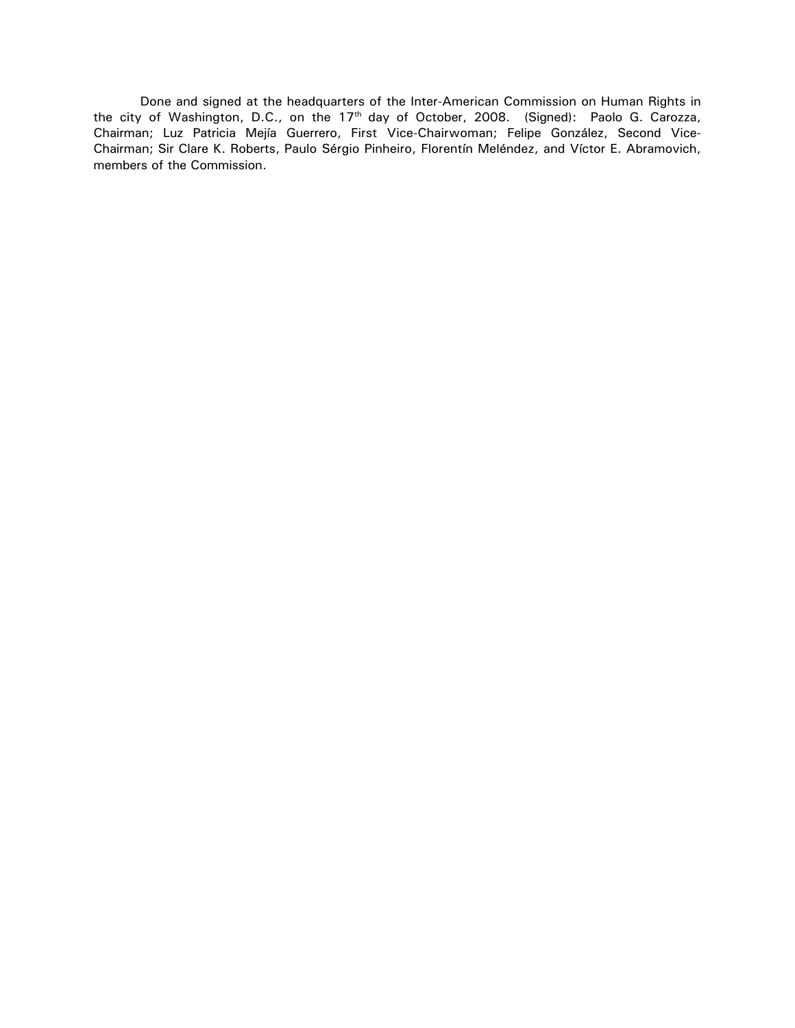Done and signed at the headquarters of the Inter-American Commission on Human Rights in the city of Washington, D.C., on the 17th day of October, 2008. (Signed): Paolo G. Carozza, Chairman; Luz Patricia Mejía Guerrero, First Vice-Chairwoman; Felipe González, Second Vice-Chairman; Sir Clare K. Roberts, Paulo Sérgio Pinheiro, Florentín Meléndez, and Víctor E. Abramovich, members of the Commission.